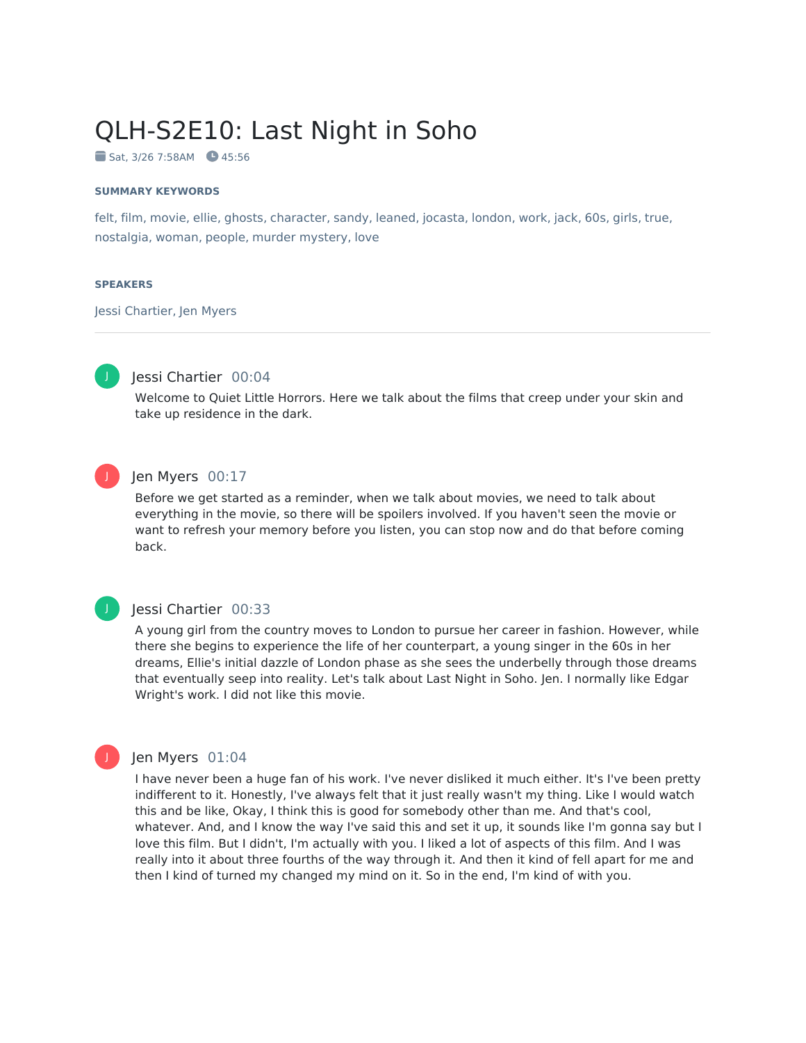# QLH-S2E10: Last Night in Soho

Sat, 3/26 7:58AM  45:56

#### SUMMARY KEYWORDS

felt, film, movie, ellie, ghosts, character, sandy, leaned, jocasta, london, work, jack, 60s, girls, true, nostalgia, woman, people, murder mystery, love

#### SPEAKERS

Jessi Chartier, Jen Myers

---

**Jessi Chartier** 00:04

Welcome to Quiet Little Horrors. Here we talk about the films that creep under your skin and take up residence in the dark.

**Jen Myers** 00:17

Before we get started as a reminder, when we talk about movies, we need to talk about everything in the movie, so there will be spoilers involved. If you haven't seen the movie or want to refresh your memory before you listen, you can stop now and do that before coming back.

**Jessi Chartier** 00:33

A young girl from the country moves to London to pursue her career in fashion. However, while there she begins to experience the life of her counterpart, a young singer in the 60s in her dreams, Ellie's initial dazzle of London phase as she sees the underbelly through those dreams that eventually seep into reality. Let's talk about Last Night in Soho. Jen. I normally like Edgar Wright's work. I did not like this movie.

**Jen Myers** 01:04

I have never been a huge fan of his work. I've never disliked it much either. It's I've been pretty indifferent to it. Honestly, I've always felt that it just really wasn't my thing. Like I would watch this and be like, Okay, I think this is good for somebody other than me. And that's cool, whatever. And, and I know the way I've said this and set it up, it sounds like I'm gonna say but I love this film. But I didn't, I'm actually with you. I liked a lot of aspects of this film. And I was really into it about three fourths of the way through it. And then it kind of fell apart for me and then I kind of turned my changed my mind on it. So in the end, I'm kind of with you.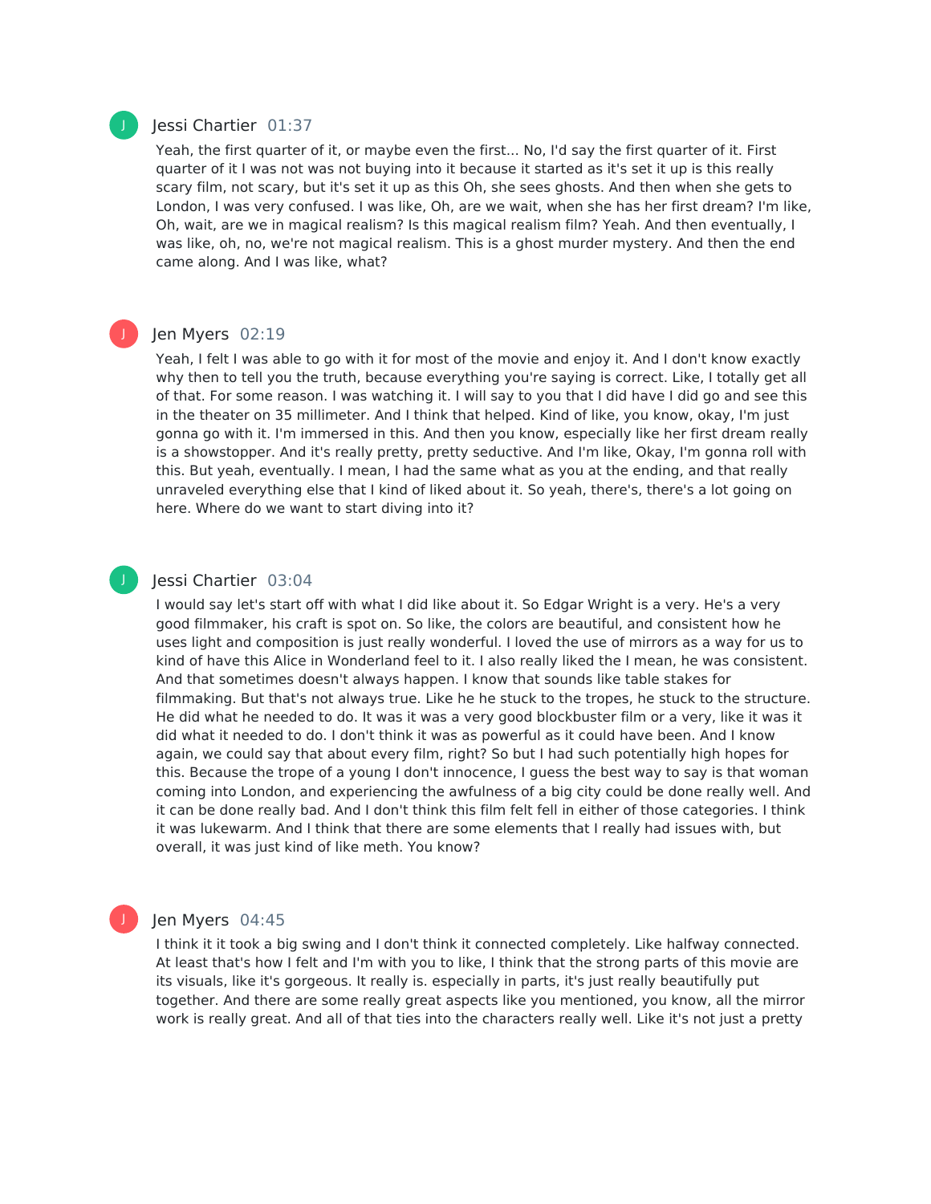Jessi Chartier 01:37

Yeah, the first quarter of it, or maybe even the first... No, I'd say the first quarter of it. First quarter of it I was not was not buying into it because it started as it's set it up is this really scary film, not scary, but it's set it up as this Oh, she sees ghosts. And then when she gets to London, I was very confused. I was like, Oh, are we wait, when she has her first dream? I'm like, Oh, wait, are we in magical realism? Is this magical realism film? Yeah. And then eventually, I was like, oh, no, we're not magical realism. This is a ghost murder mystery. And then the end came along. And I was like, what?

Jen Myers 02:19

Yeah, I felt I was able to go with it for most of the movie and enjoy it. And I don't know exactly why then to tell you the truth, because everything you're saying is correct. Like, I totally get all of that. For some reason. I was watching it. I will say to you that I did have I did go and see this in the theater on 35 millimeter. And I think that helped. Kind of like, you know, okay, I'm just gonna go with it. I'm immersed in this. And then you know, especially like her first dream really is a showstopper. And it's really pretty, pretty seductive. And I'm like, Okay, I'm gonna roll with this. But yeah, eventually. I mean, I had the same what as you at the ending, and that really unraveled everything else that I kind of liked about it. So yeah, there's, there's a lot going on here. Where do we want to start diving into it?

Jessi Chartier 03:04

I would say let's start off with what I did like about it. So Edgar Wright is a very. He's a very good filmmaker, his craft is spot on. So like, the colors are beautiful, and consistent how he uses light and composition is just really wonderful. I loved the use of mirrors as a way for us to kind of have this Alice in Wonderland feel to it. I also really liked the I mean, he was consistent. And that sometimes doesn't always happen. I know that sounds like table stakes for filmmaking. But that's not always true. Like he he stuck to the tropes, he stuck to the structure. He did what he needed to do. It was it was a very good blockbuster film or a very, like it was it did what it needed to do. I don't think it was as powerful as it could have been. And I know again, we could say that about every film, right? So but I had such potentially high hopes for this. Because the trope of a young I don't innocence, I guess the best way to say is that woman coming into London, and experiencing the awfulness of a big city could be done really well. And it can be done really bad. And I don't think this film felt fell in either of those categories. I think it was lukewarm. And I think that there are some elements that I really had issues with, but overall, it was just kind of like meth. You know?

Jen Myers 04:45

I think it it took a big swing and I don't think it connected completely. Like halfway connected. At least that's how I felt and I'm with you to like, I think that the strong parts of this movie are its visuals, like it's gorgeous. It really is. especially in parts, it's just really beautifully put together. And there are some really great aspects like you mentioned, you know, all the mirror work is really great. And all of that ties into the characters really well. Like it's not just a pretty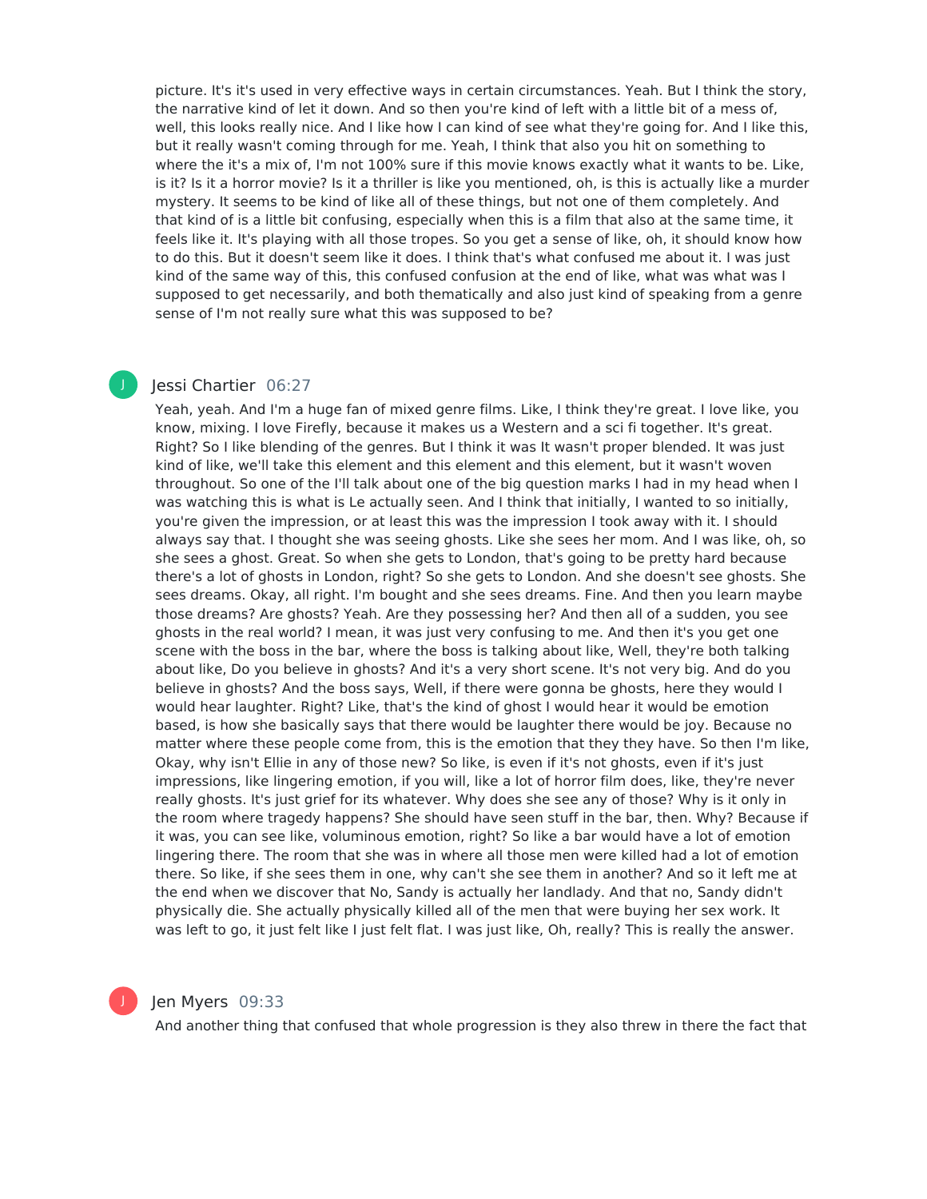picture. It's it's used in very effective ways in certain circumstances. Yeah. But I think the story, the narrative kind of let it down. And so then you're kind of left with a little bit of a mess of, well, this looks really nice. And I like how I can kind of see what they're going for. And I like this, but it really wasn't coming through for me. Yeah, I think that also you hit on something to where the it's a mix of, I'm not 100% sure if this movie knows exactly what it wants to be. Like, is it? Is it a horror movie? Is it a thriller is like you mentioned, oh, is this is actually like a murder mystery. It seems to be kind of like all of these things, but not one of them completely. And that kind of is a little bit confusing, especially when this is a film that also at the same time, it feels like it. It's playing with all those tropes. So you get a sense of like, oh, it should know how to do this. But it doesn't seem like it does. I think that's what confused me about it. I was just kind of the same way of this, this confused confusion at the end of like, what was what was I supposed to get necessarily, and both thematically and also just kind of speaking from a genre sense of I'm not really sure what this was supposed to be?

**Jessi Chartier** 06:27

Yeah, yeah. And I'm a huge fan of mixed genre films. Like, I think they're great. I love like, you know, mixing. I love Firefly, because it makes us a Western and a sci fi together. It's great. Right? So I like blending of the genres. But I think it was It wasn't proper blended. It was just kind of like, we'll take this element and this element and this element, but it wasn't woven throughout. So one of the I'll talk about one of the big question marks I had in my head when I was watching this is what is Le actually seen. And I think that initially, I wanted to so initially, you're given the impression, or at least this was the impression I took away with it. I should always say that. I thought she was seeing ghosts. Like she sees her mom. And I was like, oh, so she sees a ghost. Great. So when she gets to London, that's going to be pretty hard because there's a lot of ghosts in London, right? So she gets to London. And she doesn't see ghosts. She sees dreams. Okay, all right. I'm bought and she sees dreams. Fine. And then you learn maybe those dreams? Are ghosts? Yeah. Are they possessing her? And then all of a sudden, you see ghosts in the real world? I mean, it was just very confusing to me. And then it's you get one scene with the boss in the bar, where the boss is talking about like, Well, they're both talking about like, Do you believe in ghosts? And it's a very short scene. It's not very big. And do you believe in ghosts? And the boss says, Well, if there were gonna be ghosts, here they would I would hear laughter. Right? Like, that's the kind of ghost I would hear it would be emotion based, is how she basically says that there would be laughter there would be joy. Because no matter where these people come from, this is the emotion that they they have. So then I'm like, Okay, why isn't Ellie in any of those new? So like, is even if it's not ghosts, even if it's just impressions, like lingering emotion, if you will, like a lot of horror film does, like, they're never really ghosts. It's just grief for its whatever. Why does she see any of those? Why is it only in the room where tragedy happens? She should have seen stuff in the bar, then. Why? Because if it was, you can see like, voluminous emotion, right? So like a bar would have a lot of emotion lingering there. The room that she was in where all those men were killed had a lot of emotion there. So like, if she sees them in one, why can't she see them in another? And so it left me at the end when we discover that No, Sandy is actually her landlady. And that no, Sandy didn't physically die. She actually physically killed all of the men that were buying her sex work. It was left to go, it just felt like I just felt flat. I was just like, Oh, really? This is really the answer.

**Jen Myers** 09:33

And another thing that confused that whole progression is they also threw in there the fact that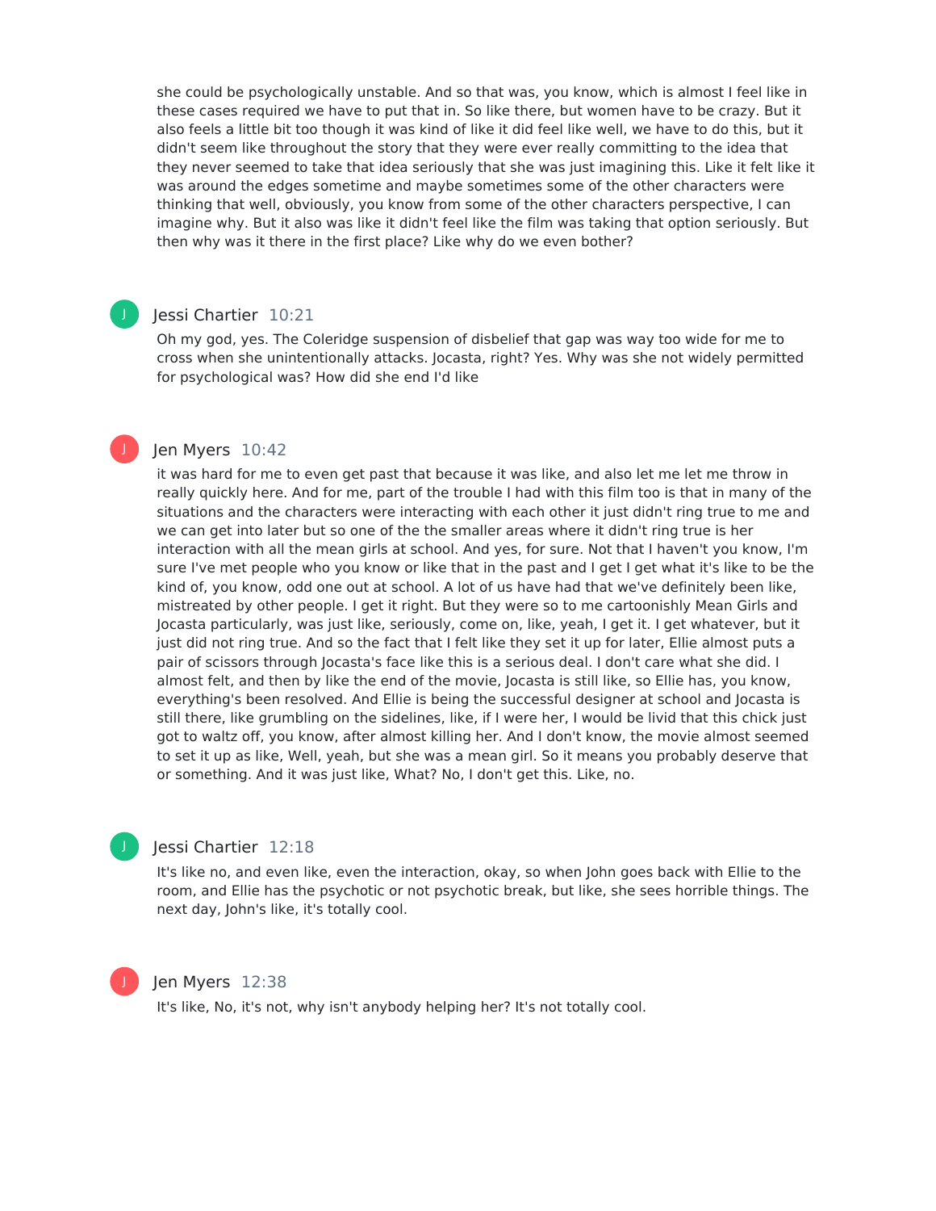she could be psychologically unstable. And so that was, you know, which is almost I feel like in these cases required we have to put that in. So like there, but women have to be crazy. But it also feels a little bit too though it was kind of like it did feel like well, we have to do this, but it didn't seem like throughout the story that they were ever really committing to the idea that they never seemed to take that idea seriously that she was just imagining this. Like it felt like it was around the edges sometime and maybe sometimes some of the other characters were thinking that well, obviously, you know from some of the other characters perspective, I can imagine why. But it also was like it didn't feel like the film was taking that option seriously. But then why was it there in the first place? Like why do we even bother?

**Jessi Chartier** 10:21

Oh my god, yes. The Coleridge suspension of disbelief that gap was way too wide for me to cross when she unintentionally attacks. Jocasta, right? Yes. Why was she not widely permitted for psychological was? How did she end I'd like

**Jen Myers** 10:42

it was hard for me to even get past that because it was like, and also let me let me throw in really quickly here. And for me, part of the trouble I had with this film too is that in many of the situations and the characters were interacting with each other it just didn't ring true to me and we can get into later but so one of the the smaller areas where it didn't ring true is her interaction with all the mean girls at school. And yes, for sure. Not that I haven't you know, I'm sure I've met people who you know or like that in the past and I get I get what it's like to be the kind of, you know, odd one out at school. A lot of us have had that we've definitely been like, mistreated by other people. I get it right. But they were so to me cartoonishly Mean Girls and Jocasta particularly, was just like, seriously, come on, like, yeah, I get it. I get whatever, but it just did not ring true. And so the fact that I felt like they set it up for later, Ellie almost puts a pair of scissors through Jocasta's face like this is a serious deal. I don't care what she did. I almost felt, and then by like the end of the movie, Jocasta is still like, so Ellie has, you know, everything's been resolved. And Ellie is being the successful designer at school and Jocasta is still there, like grumbling on the sidelines, like, if I were her, I would be livid that this chick just got to waltz off, you know, after almost killing her. And I don't know, the movie almost seemed to set it up as like, Well, yeah, but she was a mean girl. So it means you probably deserve that or something. And it was just like, What? No, I don't get this. Like, no.

**Jessi Chartier** 12:18

It's like no, and even like, even the interaction, okay, so when John goes back with Ellie to the room, and Ellie has the psychotic or not psychotic break, but like, she sees horrible things. The next day, John's like, it's totally cool.

**Jen Myers** 12:38

It's like, No, it's not, why isn't anybody helping her? It's not totally cool.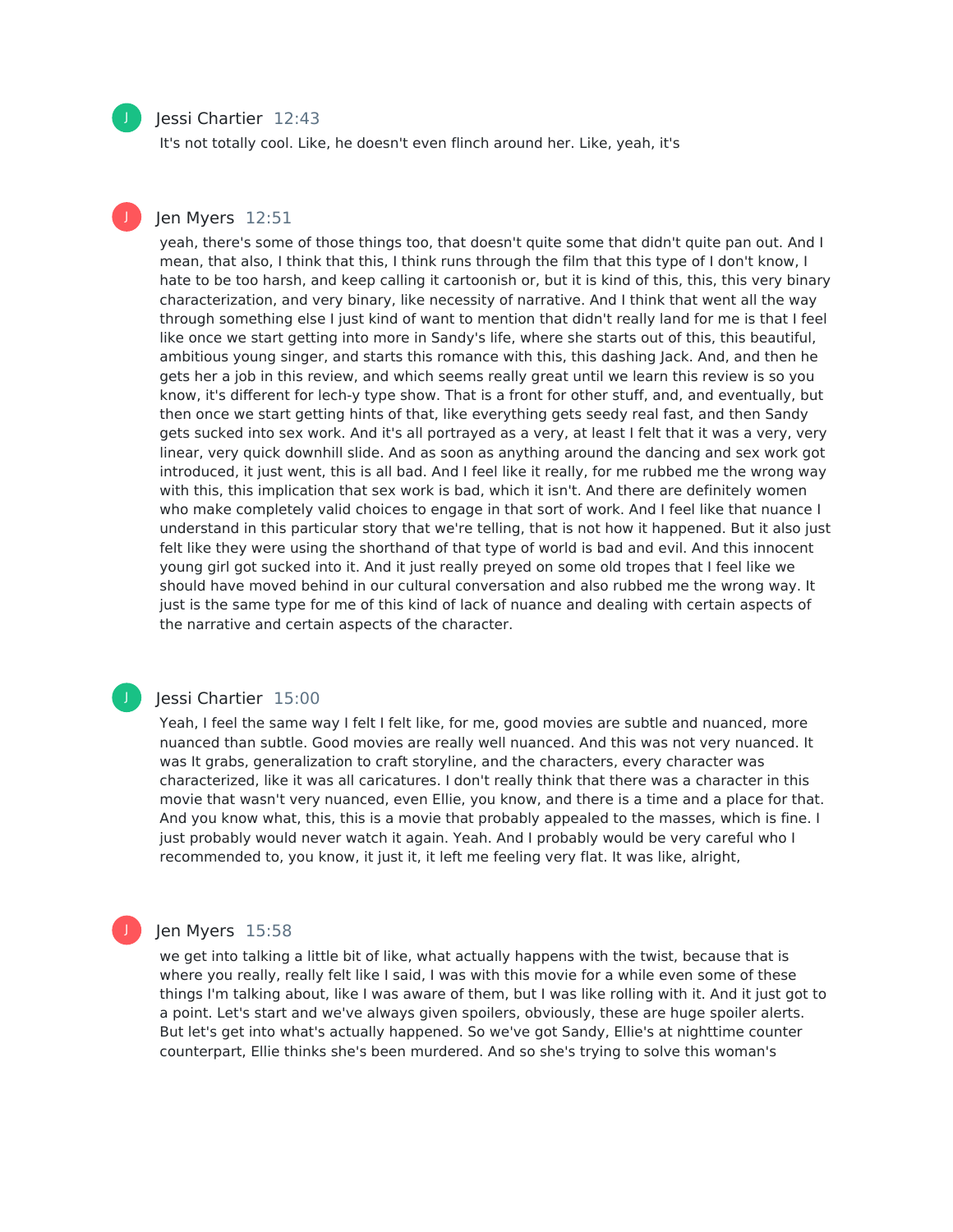**Jessi Chartier** 12:43

It's not totally cool. Like, he doesn't even flinch around her. Like, yeah, it's

**Jen Myers** 12:51

yeah, there's some of those things too, that doesn't quite some that didn't quite pan out. And I mean, that also, I think that this, I think runs through the film that this type of I don't know, I hate to be too harsh, and keep calling it cartoonish or, but it is kind of this, this, this very binary characterization, and very binary, like necessity of narrative. And I think that went all the way through something else I just kind of want to mention that didn't really land for me is that I feel like once we start getting into more in Sandy's life, where she starts out of this, this beautiful, ambitious young singer, and starts this romance with this, this dashing Jack. And, and then he gets her a job in this review, and which seems really great until we learn this review is so you know, it's different for lech-y type show. That is a front for other stuff, and, and eventually, but then once we start getting hints of that, like everything gets seedy real fast, and then Sandy gets sucked into sex work. And it's all portrayed as a very, at least I felt that it was a very, very linear, very quick downhill slide. And as soon as anything around the dancing and sex work got introduced, it just went, this is all bad. And I feel like it really, for me rubbed me the wrong way with this, this implication that sex work is bad, which it isn't. And there are definitely women who make completely valid choices to engage in that sort of work. And I feel like that nuance I understand in this particular story that we're telling, that is not how it happened. But it also just felt like they were using the shorthand of that type of world is bad and evil. And this innocent young girl got sucked into it. And it just really preyed on some old tropes that I feel like we should have moved behind in our cultural conversation and also rubbed me the wrong way. It just is the same type for me of this kind of lack of nuance and dealing with certain aspects of the narrative and certain aspects of the character.

**Jessi Chartier** 15:00

Yeah, I feel the same way I felt I felt like, for me, good movies are subtle and nuanced, more nuanced than subtle. Good movies are really well nuanced. And this was not very nuanced. It was It grabs, generalization to craft storyline, and the characters, every character was characterized, like it was all caricatures. I don't really think that there was a character in this movie that wasn't very nuanced, even Ellie, you know, and there is a time and a place for that. And you know what, this, this is a movie that probably appealed to the masses, which is fine. I just probably would never watch it again. Yeah. And I probably would be very careful who I recommended to, you know, it just it, it left me feeling very flat. It was like, alright,

**Jen Myers** 15:58

we get into talking a little bit of like, what actually happens with the twist, because that is where you really, really felt like I said, I was with this movie for a while even some of these things I'm talking about, like I was aware of them, but I was like rolling with it. And it just got to a point. Let's start and we've always given spoilers, obviously, these are huge spoiler alerts. But let's get into what's actually happened. So we've got Sandy, Ellie's at nighttime counter counterpart, Ellie thinks she's been murdered. And so she's trying to solve this woman's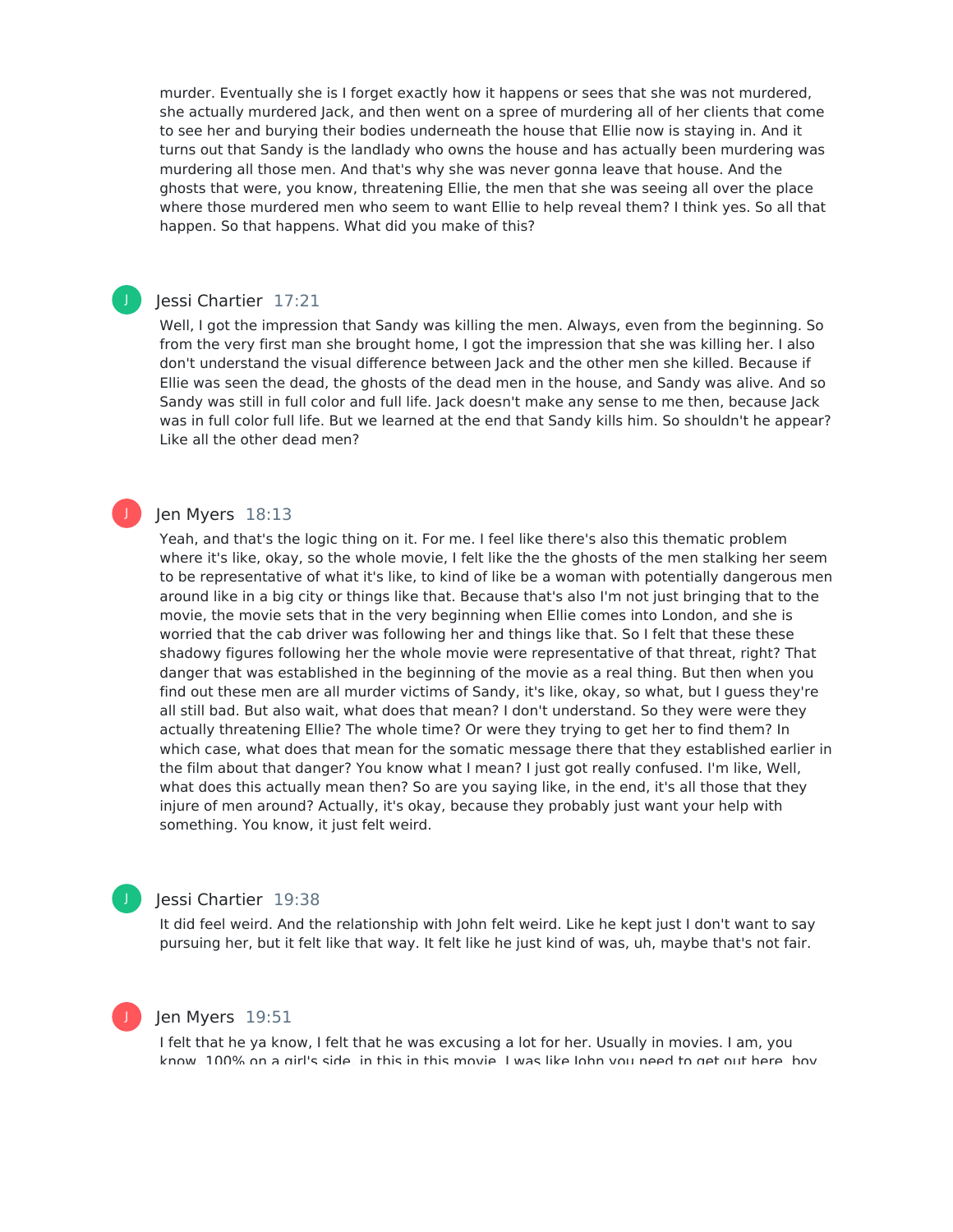murder. Eventually she is I forget exactly how it happens or sees that she was not murdered, she actually murdered Jack, and then went on a spree of murdering all of her clients that come to see her and burying their bodies underneath the house that Ellie now is staying in. And it turns out that Sandy is the landlady who owns the house and has actually been murdering was murdering all those men. And that's why she was never gonna leave that house. And the ghosts that were, you know, threatening Ellie, the men that she was seeing all over the place where those murdered men who seem to want Ellie to help reveal them? I think yes. So all that happen. So that happens. What did you make of this?

**Jessi Chartier** 17:21

Well, I got the impression that Sandy was killing the men. Always, even from the beginning. So from the very first man she brought home, I got the impression that she was killing her. I also don't understand the visual difference between Jack and the other men she killed. Because if Ellie was seen the dead, the ghosts of the dead men in the house, and Sandy was alive. And so Sandy was still in full color and full life. Jack doesn't make any sense to me then, because Jack was in full color full life. But we learned at the end that Sandy kills him. So shouldn't he appear? Like all the other dead men?

**Jen Myers** 18:13

Yeah, and that's the logic thing on it. For me. I feel like there's also this thematic problem where it's like, okay, so the whole movie, I felt like the the ghosts of the men stalking her seem to be representative of what it's like, to kind of like be a woman with potentially dangerous men around like in a big city or things like that. Because that's also I'm not just bringing that to the movie, the movie sets that in the very beginning when Ellie comes into London, and she is worried that the cab driver was following her and things like that. So I felt that these these shadowy figures following her the whole movie were representative of that threat, right? That danger that was established in the beginning of the movie as a real thing. But then when you find out these men are all murder victims of Sandy, it's like, okay, so what, but I guess they're all still bad. But also wait, what does that mean? I don't understand. So they were were they actually threatening Ellie? The whole time? Or were they trying to get her to find them? In which case, what does that mean for the somatic message there that they established earlier in the film about that danger? You know what I mean? I just got really confused. I'm like, Well, what does this actually mean then? So are you saying like, in the end, it's all those that they injure of men around? Actually, it's okay, because they probably just want your help with something. You know, it just felt weird.

**Jessi Chartier** 19:38

It did feel weird. And the relationship with John felt weird. Like he kept just I don't want to say pursuing her, but it felt like that way. It felt like he just kind of was, uh, maybe that's not fair.

**Jen Myers** 19:51

I felt that he ya know, I felt that he was excusing a lot for her. Usually in movies. I am, you know, 100% on a girl's side, in this in this movie, I was like John you need to get out here, boy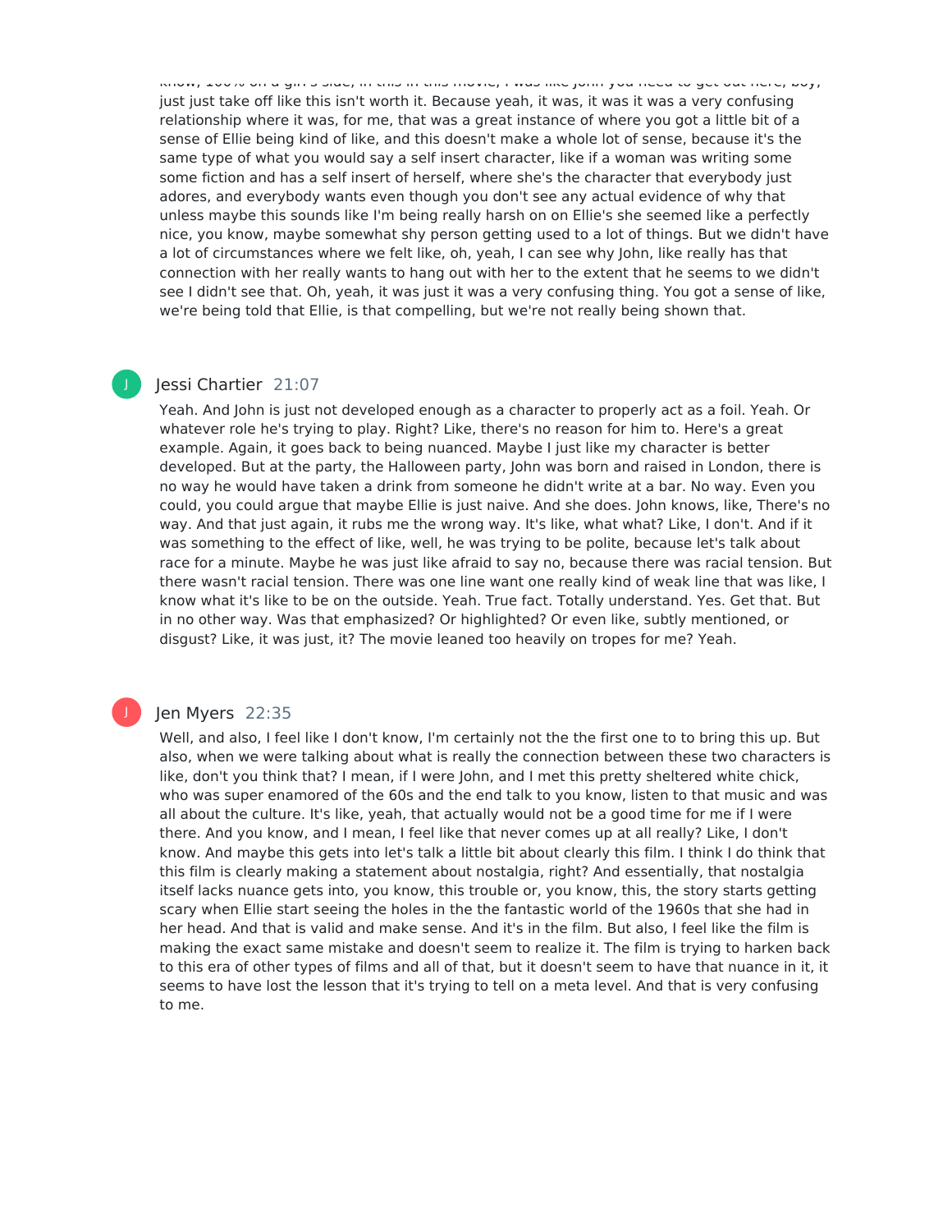know, 100% on a girl's side, in this in this movie, I was like John you need to get out here, boy, just just take off like this isn't worth it. Because yeah, it was, it was it was a very confusing relationship where it was, for me, that was a great instance of where you got a little bit of a sense of Ellie being kind of like, and this doesn't make a whole lot of sense, because it's the same type of what you would say a self insert character, like if a woman was writing some some fiction and has a self insert of herself, where she's the character that everybody just adores, and everybody wants even though you don't see any actual evidence of why that unless maybe this sounds like I'm being really harsh on on Ellie's she seemed like a perfectly nice, you know, maybe somewhat shy person getting used to a lot of things. But we didn't have a lot of circumstances where we felt like, oh, yeah, I can see why John, like really has that connection with her really wants to hang out with her to the extent that he seems to we didn't see I didn't see that. Oh, yeah, it was just it was a very confusing thing. You got a sense of like, we're being told that Ellie, is that compelling, but we're not really being shown that.

**Jessi Chartier** 21:07

Yeah. And John is just not developed enough as a character to properly act as a foil. Yeah. Or whatever role he's trying to play. Right? Like, there's no reason for him to. Here's a great example. Again, it goes back to being nuanced. Maybe I just like my character is better developed. But at the party, the Halloween party, John was born and raised in London, there is no way he would have taken a drink from someone he didn't write at a bar. No way. Even you could, you could argue that maybe Ellie is just naive. And she does. John knows, like, There's no way. And that just again, it rubs me the wrong way. It's like, what what? Like, I don't. And if it was something to the effect of like, well, he was trying to be polite, because let's talk about race for a minute. Maybe he was just like afraid to say no, because there was racial tension. But there wasn't racial tension. There was one line want one really kind of weak line that was like, I know what it's like to be on the outside. Yeah. True fact. Totally understand. Yes. Get that. But in no other way. Was that emphasized? Or highlighted? Or even like, subtly mentioned, or disgust? Like, it was just, it? The movie leaned too heavily on tropes for me? Yeah.

**Jen Myers** 22:35

Well, and also, I feel like I don't know, I'm certainly not the the first one to to bring this up. But also, when we were talking about what is really the connection between these two characters is like, don't you think that? I mean, if I were John, and I met this pretty sheltered white chick, who was super enamored of the 60s and the end talk to you know, listen to that music and was all about the culture. It's like, yeah, that actually would not be a good time for me if I were there. And you know, and I mean, I feel like that never comes up at all really? Like, I don't know. And maybe this gets into let's talk a little bit about clearly this film. I think I do think that this film is clearly making a statement about nostalgia, right? And essentially, that nostalgia itself lacks nuance gets into, you know, this trouble or, you know, this, the story starts getting scary when Ellie start seeing the holes in the the fantastic world of the 1960s that she had in her head. And that is valid and make sense. And it's in the film. But also, I feel like the film is making the exact same mistake and doesn't seem to realize it. The film is trying to harken back to this era of other types of films and all of that, but it doesn't seem to have that nuance in it, it seems to have lost the lesson that it's trying to tell on a meta level. And that is very confusing to me.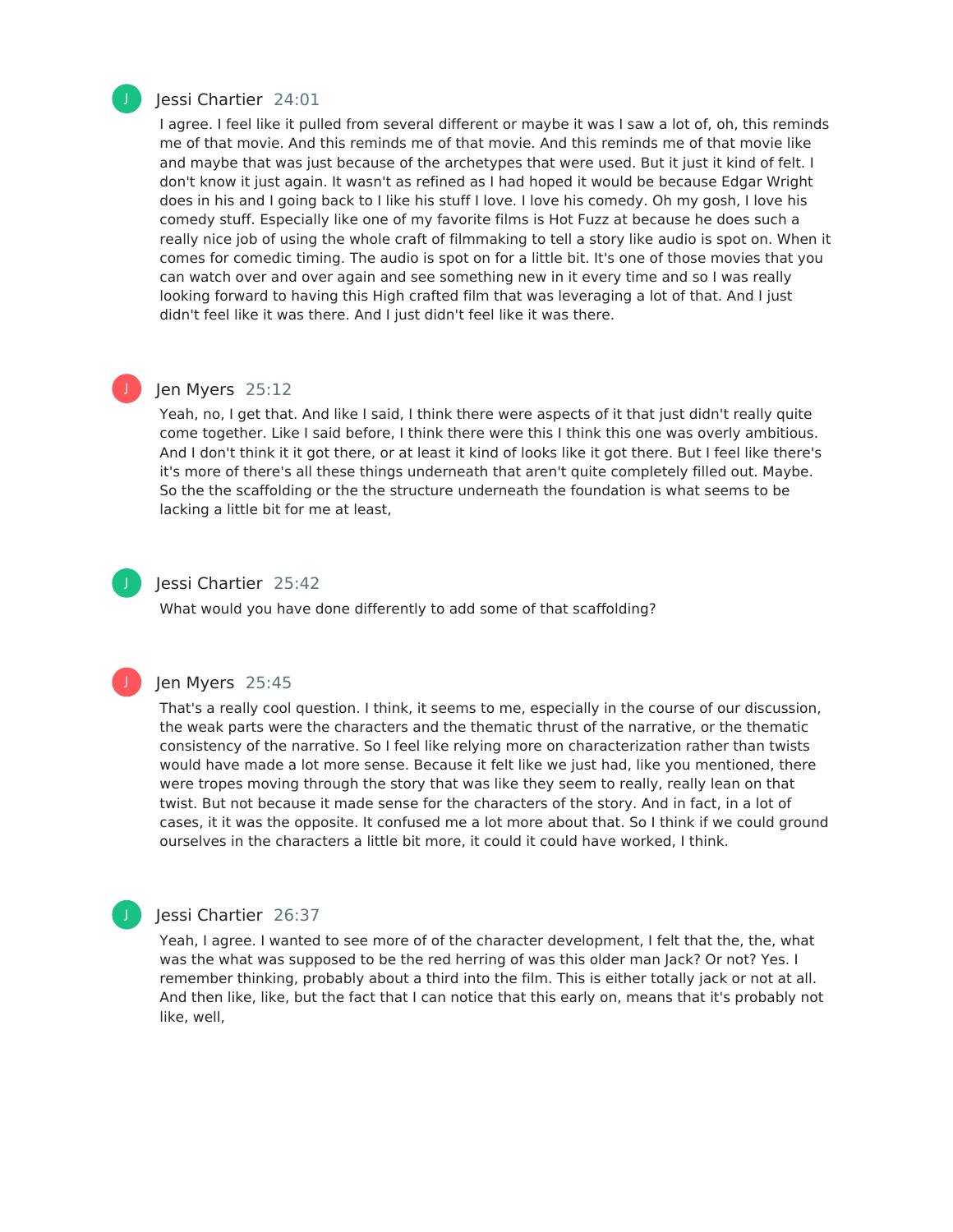Jessi Chartier 24:01

I agree. I feel like it pulled from several different or maybe it was I saw a lot of, oh, this reminds me of that movie. And this reminds me of that movie. And this reminds me of that movie like and maybe that was just because of the archetypes that were used. But it just it kind of felt. I don't know it just again. It wasn't as refined as I had hoped it would be because Edgar Wright does in his and I going back to I like his stuff I love. I love his comedy. Oh my gosh, I love his comedy stuff. Especially like one of my favorite films is Hot Fuzz at because he does such a really nice job of using the whole craft of filmmaking to tell a story like audio is spot on. When it comes for comedic timing. The audio is spot on for a little bit. It's one of those movies that you can watch over and over again and see something new in it every time and so I was really looking forward to having this High crafted film that was leveraging a lot of that. And I just didn't feel like it was there. And I just didn't feel like it was there.

Jen Myers 25:12

Yeah, no, I get that. And like I said, I think there were aspects of it that just didn't really quite come together. Like I said before, I think there were this I think this one was overly ambitious. And I don't think it it got there, or at least it kind of looks like it got there. But I feel like there's it's more of there's all these things underneath that aren't quite completely filled out. Maybe. So the the scaffolding or the the structure underneath the foundation is what seems to be lacking a little bit for me at least,

Jessi Chartier 25:42

What would you have done differently to add some of that scaffolding?

Jen Myers 25:45

That's a really cool question. I think, it seems to me, especially in the course of our discussion, the weak parts were the characters and the thematic thrust of the narrative, or the thematic consistency of the narrative. So I feel like relying more on characterization rather than twists would have made a lot more sense. Because it felt like we just had, like you mentioned, there were tropes moving through the story that was like they seem to really, really lean on that twist. But not because it made sense for the characters of the story. And in fact, in a lot of cases, it it was the opposite. It confused me a lot more about that. So I think if we could ground ourselves in the characters a little bit more, it could it could have worked, I think.

Jessi Chartier 26:37

Yeah, I agree. I wanted to see more of of the character development, I felt that the, the, what was the what was supposed to be the red herring of was this older man Jack? Or not? Yes. I remember thinking, probably about a third into the film. This is either totally jack or not at all. And then like, like, but the fact that I can notice that this early on, means that it's probably not like, well,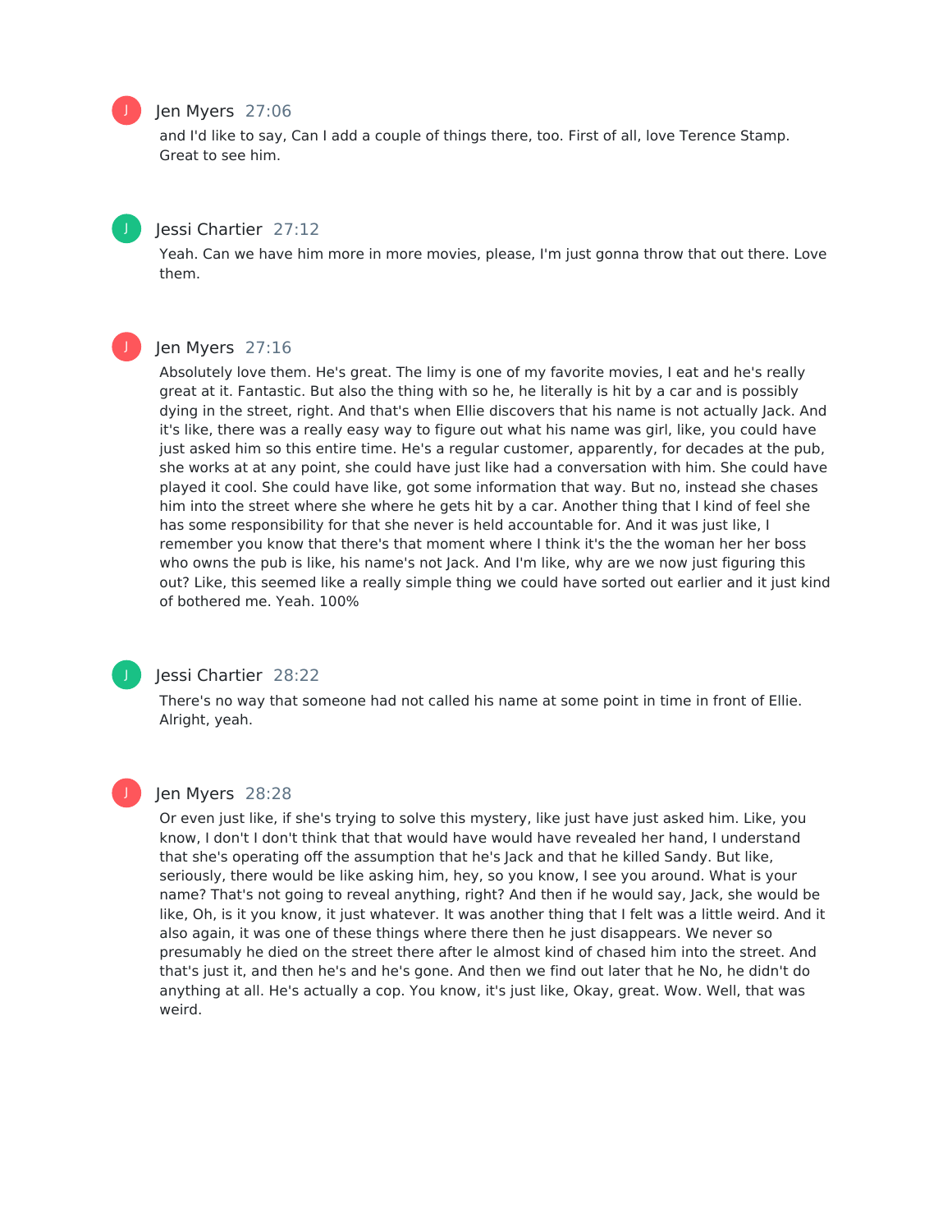Jen Myers 27:06

and I'd like to say, Can I add a couple of things there, too. First of all, love Terence Stamp. Great to see him.

Jessi Chartier 27:12

Yeah. Can we have him more in more movies, please, I'm just gonna throw that out there. Love them.

Jen Myers 27:16

Absolutely love them. He's great. The limy is one of my favorite movies, I eat and he's really great at it. Fantastic. But also the thing with so he, he literally is hit by a car and is possibly dying in the street, right. And that's when Ellie discovers that his name is not actually Jack. And it's like, there was a really easy way to figure out what his name was girl, like, you could have just asked him so this entire time. He's a regular customer, apparently, for decades at the pub, she works at at any point, she could have just like had a conversation with him. She could have played it cool. She could have like, got some information that way. But no, instead she chases him into the street where she where he gets hit by a car. Another thing that I kind of feel she has some responsibility for that she never is held accountable for. And it was just like, I remember you know that there's that moment where I think it's the the woman her her boss who owns the pub is like, his name's not Jack. And I'm like, why are we now just figuring this out? Like, this seemed like a really simple thing we could have sorted out earlier and it just kind of bothered me. Yeah. 100%

Jessi Chartier 28:22

There's no way that someone had not called his name at some point in time in front of Ellie. Alright, yeah.

Jen Myers 28:28

Or even just like, if she's trying to solve this mystery, like just have just asked him. Like, you know, I don't I don't think that that would have would have revealed her hand, I understand that she's operating off the assumption that he's Jack and that he killed Sandy. But like, seriously, there would be like asking him, hey, so you know, I see you around. What is your name? That's not going to reveal anything, right? And then if he would say, Jack, she would be like, Oh, is it you know, it just whatever. It was another thing that I felt was a little weird. And it also again, it was one of these things where there then he just disappears. We never so presumably he died on the street there after le almost kind of chased him into the street. And that's just it, and then he's and he's gone. And then we find out later that he No, he didn't do anything at all. He's actually a cop. You know, it's just like, Okay, great. Wow. Well, that was weird.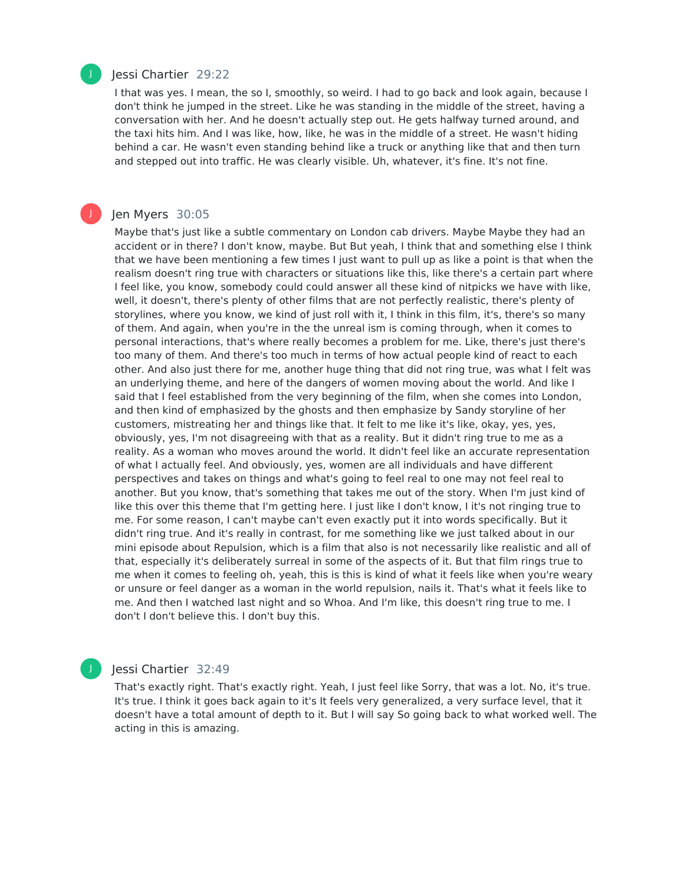Jessi Chartier 29:22

I that was yes. I mean, the so I, smoothly, so weird. I had to go back and look again, because I don't think he jumped in the street. Like he was standing in the middle of the street, having a conversation with her. And he doesn't actually step out. He gets halfway turned around, and the taxi hits him. And I was like, how, like, he was in the middle of a street. He wasn't hiding behind a car. He wasn't even standing behind like a truck or anything like that and then turn and stepped out into traffic. He was clearly visible. Uh, whatever, it's fine. It's not fine.

Jen Myers 30:05

Maybe that's just like a subtle commentary on London cab drivers. Maybe Maybe they had an accident or in there? I don't know, maybe. But But yeah, I think that and something else I think that we have been mentioning a few times I just want to pull up as like a point is that when the realism doesn't ring true with characters or situations like this, like there's a certain part where I feel like, you know, somebody could could answer all these kind of nitpicks we have with like, well, it doesn't, there's plenty of other films that are not perfectly realistic, there's plenty of storylines, where you know, we kind of just roll with it, I think in this film, it's, there's so many of them. And again, when you're in the the unreal ism is coming through, when it comes to personal interactions, that's where really becomes a problem for me. Like, there's just there's too many of them. And there's too much in terms of how actual people kind of react to each other. And also just there for me, another huge thing that did not ring true, was what I felt was an underlying theme, and here of the dangers of women moving about the world. And like I said that I feel established from the very beginning of the film, when she comes into London, and then kind of emphasized by the ghosts and then emphasize by Sandy storyline of her customers, mistreating her and things like that. It felt to me like it's like, okay, yes, yes, obviously, yes, I'm not disagreeing with that as a reality. But it didn't ring true to me as a reality. As a woman who moves around the world. It didn't feel like an accurate representation of what I actually feel. And obviously, yes, women are all individuals and have different perspectives and takes on things and what's going to feel real to one may not feel real to another. But you know, that's something that takes me out of the story. When I'm just kind of like this over this theme that I'm getting here. I just like I don't know, I it's not ringing true to me. For some reason, I can't maybe can't even exactly put it into words specifically. But it didn't ring true. And it's really in contrast, for me something like we just talked about in our mini episode about Repulsion, which is a film that also is not necessarily like realistic and all of that, especially it's deliberately surreal in some of the aspects of it. But that film rings true to me when it comes to feeling oh, yeah, this is this is kind of what it feels like when you're weary or unsure or feel danger as a woman in the world repulsion, nails it. That's what it feels like to me. And then I watched last night and so Whoa. And I'm like, this doesn't ring true to me. I don't I don't believe this. I don't buy this.

Jessi Chartier 32:49

That's exactly right. That's exactly right. Yeah, I just feel like Sorry, that was a lot. No, it's true. It's true. I think it goes back again to it's It feels very generalized, a very surface level, that it doesn't have a total amount of depth to it. But I will say So going back to what worked well. The acting in this is amazing.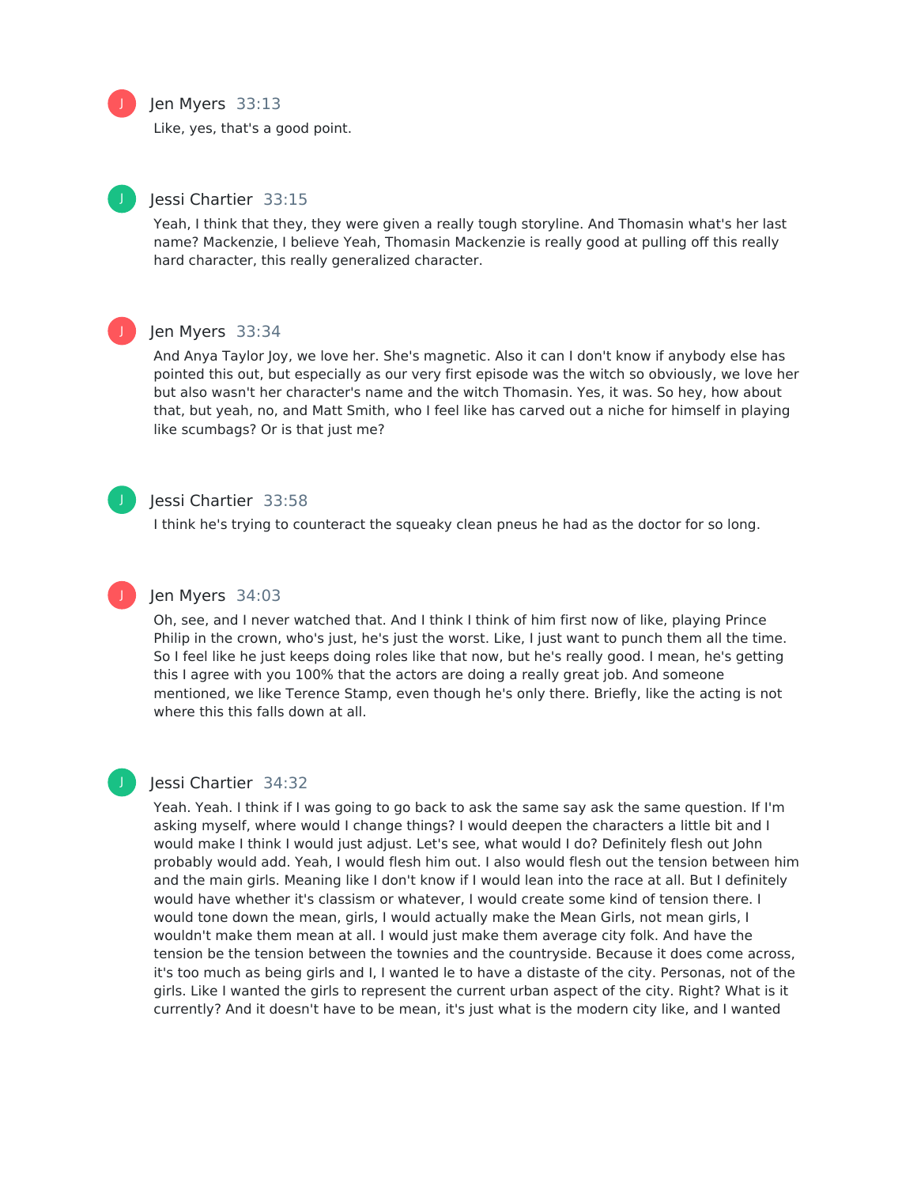Jen Myers 33:13

Like, yes, that's a good point.

Jessi Chartier 33:15

Yeah, I think that they, they were given a really tough storyline. And Thomasin what's her last name? Mackenzie, I believe Yeah, Thomasin Mackenzie is really good at pulling off this really hard character, this really generalized character.

Jen Myers 33:34

And Anya Taylor Joy, we love her. She's magnetic. Also it can I don't know if anybody else has pointed this out, but especially as our very first episode was the witch so obviously, we love her but also wasn't her character's name and the witch Thomasin. Yes, it was. So hey, how about that, but yeah, no, and Matt Smith, who I feel like has carved out a niche for himself in playing like scumbags? Or is that just me?

Jessi Chartier 33:58

I think he's trying to counteract the squeaky clean pneus he had as the doctor for so long.

Jen Myers 34:03

Oh, see, and I never watched that. And I think I think of him first now of like, playing Prince Philip in the crown, who's just, he's just the worst. Like, I just want to punch them all the time. So I feel like he just keeps doing roles like that now, but he's really good. I mean, he's getting this I agree with you 100% that the actors are doing a really great job. And someone mentioned, we like Terence Stamp, even though he's only there. Briefly, like the acting is not where this this falls down at all.

Jessi Chartier 34:32

Yeah. Yeah. I think if I was going to go back to ask the same say ask the same question. If I'm asking myself, where would I change things? I would deepen the characters a little bit and I would make I think I would just adjust. Let's see, what would I do? Definitely flesh out John probably would add. Yeah, I would flesh him out. I also would flesh out the tension between him and the main girls. Meaning like I don't know if I would lean into the race at all. But I definitely would have whether it's classism or whatever, I would create some kind of tension there. I would tone down the mean, girls, I would actually make the Mean Girls, not mean girls, I wouldn't make them mean at all. I would just make them average city folk. And have the tension be the tension between the townies and the countryside. Because it does come across, it's too much as being girls and I, I wanted le to have a distaste of the city. Personas, not of the girls. Like I wanted the girls to represent the current urban aspect of the city. Right? What is it currently? And it doesn't have to be mean, it's just what is the modern city like, and I wanted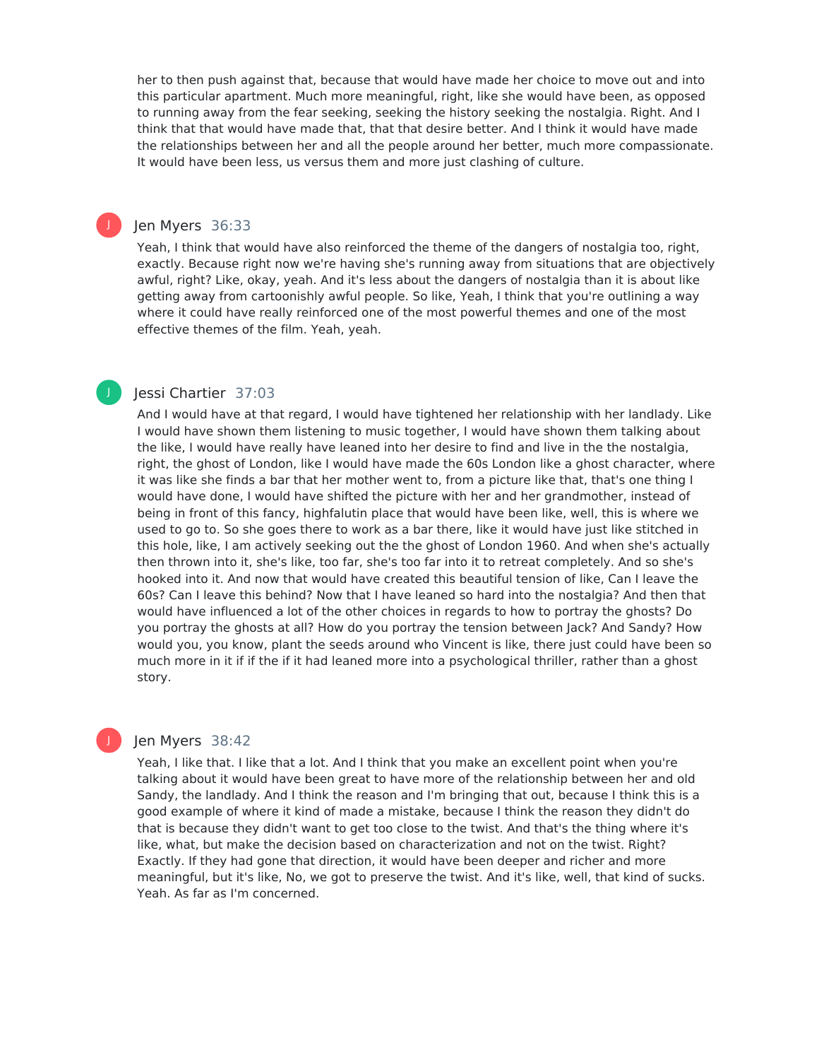her to then push against that, because that would have made her choice to move out and into this particular apartment. Much more meaningful, right, like she would have been, as opposed to running away from the fear seeking, seeking the history seeking the nostalgia. Right. And I think that that would have made that, that that desire better. And I think it would have made the relationships between her and all the people around her better, much more compassionate. It would have been less, us versus them and more just clashing of culture.

**Jen Myers** 36:33

Yeah, I think that would have also reinforced the theme of the dangers of nostalgia too, right, exactly. Because right now we're having she's running away from situations that are objectively awful, right? Like, okay, yeah. And it's less about the dangers of nostalgia than it is about like getting away from cartoonishly awful people. So like, Yeah, I think that you're outlining a way where it could have really reinforced one of the most powerful themes and one of the most effective themes of the film. Yeah, yeah.

**Jessi Chartier** 37:03

And I would have at that regard, I would have tightened her relationship with her landlady. Like I would have shown them listening to music together, I would have shown them talking about the like, I would have really have leaned into her desire to find and live in the the nostalgia, right, the ghost of London, like I would have made the 60s London like a ghost character, where it was like she finds a bar that her mother went to, from a picture like that, that's one thing I would have done, I would have shifted the picture with her and her grandmother, instead of being in front of this fancy, highfalutin place that would have been like, well, this is where we used to go to. So she goes there to work as a bar there, like it would have just like stitched in this hole, like, I am actively seeking out the the ghost of London 1960. And when she's actually then thrown into it, she's like, too far, she's too far into it to retreat completely. And so she's hooked into it. And now that would have created this beautiful tension of like, Can I leave the 60s? Can I leave this behind? Now that I have leaned so hard into the nostalgia? And then that would have influenced a lot of the other choices in regards to how to portray the ghosts? Do you portray the ghosts at all? How do you portray the tension between Jack? And Sandy? How would you, you know, plant the seeds around who Vincent is like, there just could have been so much more in it if the if it had leaned more into a psychological thriller, rather than a ghost story.

**Jen Myers** 38:42

Yeah, I like that. I like that a lot. And I think that you make an excellent point when you're talking about it would have been great to have more of the relationship between her and old Sandy, the landlady. And I think the reason and I'm bringing that out, because I think this is a good example of where it kind of made a mistake, because I think the reason they didn't do that is because they didn't want to get too close to the twist. And that's the thing where it's like, what, but make the decision based on characterization and not on the twist. Right? Exactly. If they had gone that direction, it would have been deeper and richer and more meaningful, but it's like, No, we got to preserve the twist. And it's like, well, that kind of sucks. Yeah. As far as I'm concerned.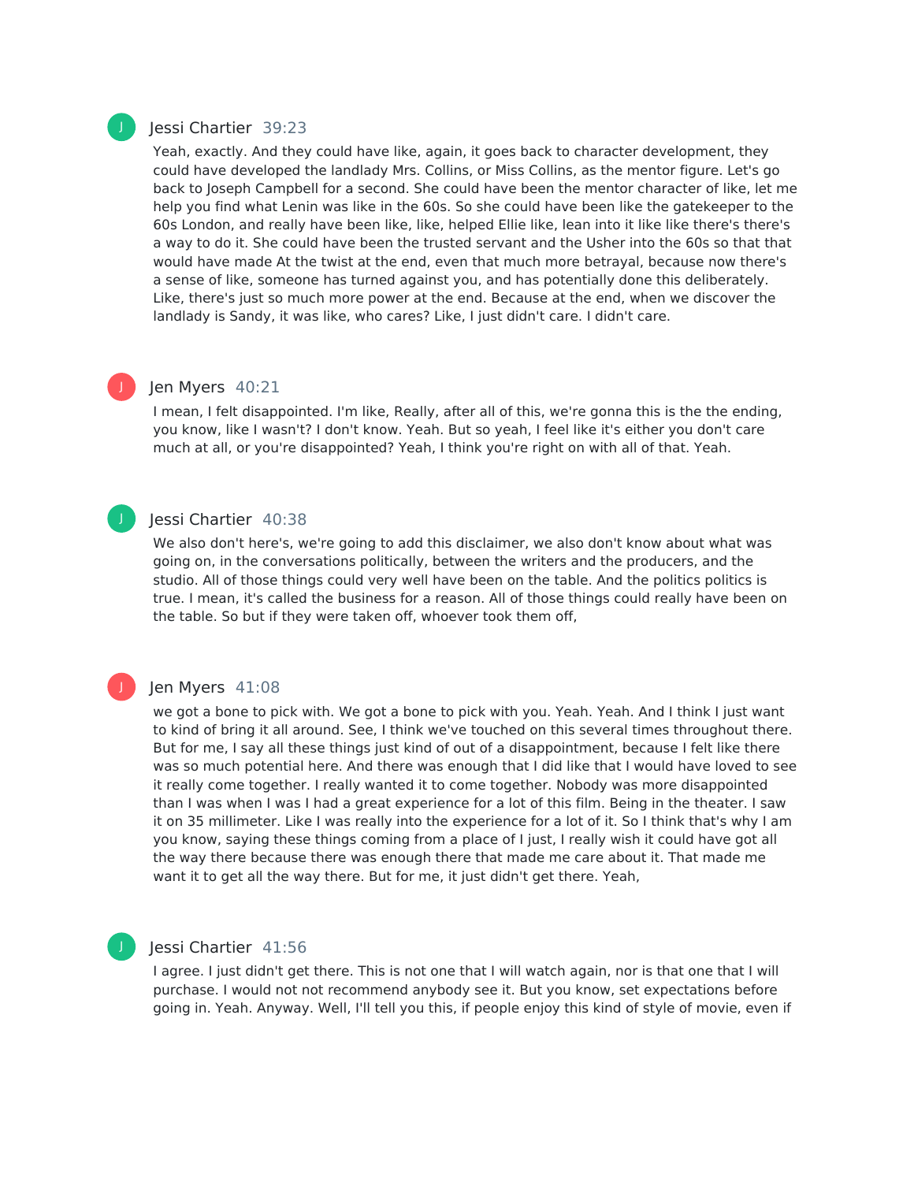Jessi Chartier 39:23

Yeah, exactly. And they could have like, again, it goes back to character development, they could have developed the landlady Mrs. Collins, or Miss Collins, as the mentor figure. Let's go back to Joseph Campbell for a second. She could have been the mentor character of like, let me help you find what Lenin was like in the 60s. So she could have been like the gatekeeper to the 60s London, and really have been like, like, helped Ellie like, lean into it like like there's there's a way to do it. She could have been the trusted servant and the Usher into the 60s so that that would have made At the twist at the end, even that much more betrayal, because now there's a sense of like, someone has turned against you, and has potentially done this deliberately. Like, there's just so much more power at the end. Because at the end, when we discover the landlady is Sandy, it was like, who cares? Like, I just didn't care. I didn't care.

Jen Myers 40:21

I mean, I felt disappointed. I'm like, Really, after all of this, we're gonna this is the the ending, you know, like I wasn't? I don't know. Yeah. But so yeah, I feel like it's either you don't care much at all, or you're disappointed? Yeah, I think you're right on with all of that. Yeah.

Jessi Chartier 40:38

We also don't here's, we're going to add this disclaimer, we also don't know about what was going on, in the conversations politically, between the writers and the producers, and the studio. All of those things could very well have been on the table. And the politics politics is true. I mean, it's called the business for a reason. All of those things could really have been on the table. So but if they were taken off, whoever took them off,

Jen Myers 41:08

we got a bone to pick with. We got a bone to pick with you. Yeah. Yeah. And I think I just want to kind of bring it all around. See, I think we've touched on this several times throughout there. But for me, I say all these things just kind of out of a disappointment, because I felt like there was so much potential here. And there was enough that I did like that I would have loved to see it really come together. I really wanted it to come together. Nobody was more disappointed than I was when I was I had a great experience for a lot of this film. Being in the theater. I saw it on 35 millimeter. Like I was really into the experience for a lot of it. So I think that's why I am you know, saying these things coming from a place of I just, I really wish it could have got all the way there because there was enough there that made me care about it. That made me want it to get all the way there. But for me, it just didn't get there. Yeah,

Jessi Chartier 41:56

I agree. I just didn't get there. This is not one that I will watch again, nor is that one that I will purchase. I would not not recommend anybody see it. But you know, set expectations before going in. Yeah. Anyway. Well, I'll tell you this, if people enjoy this kind of style of movie, even if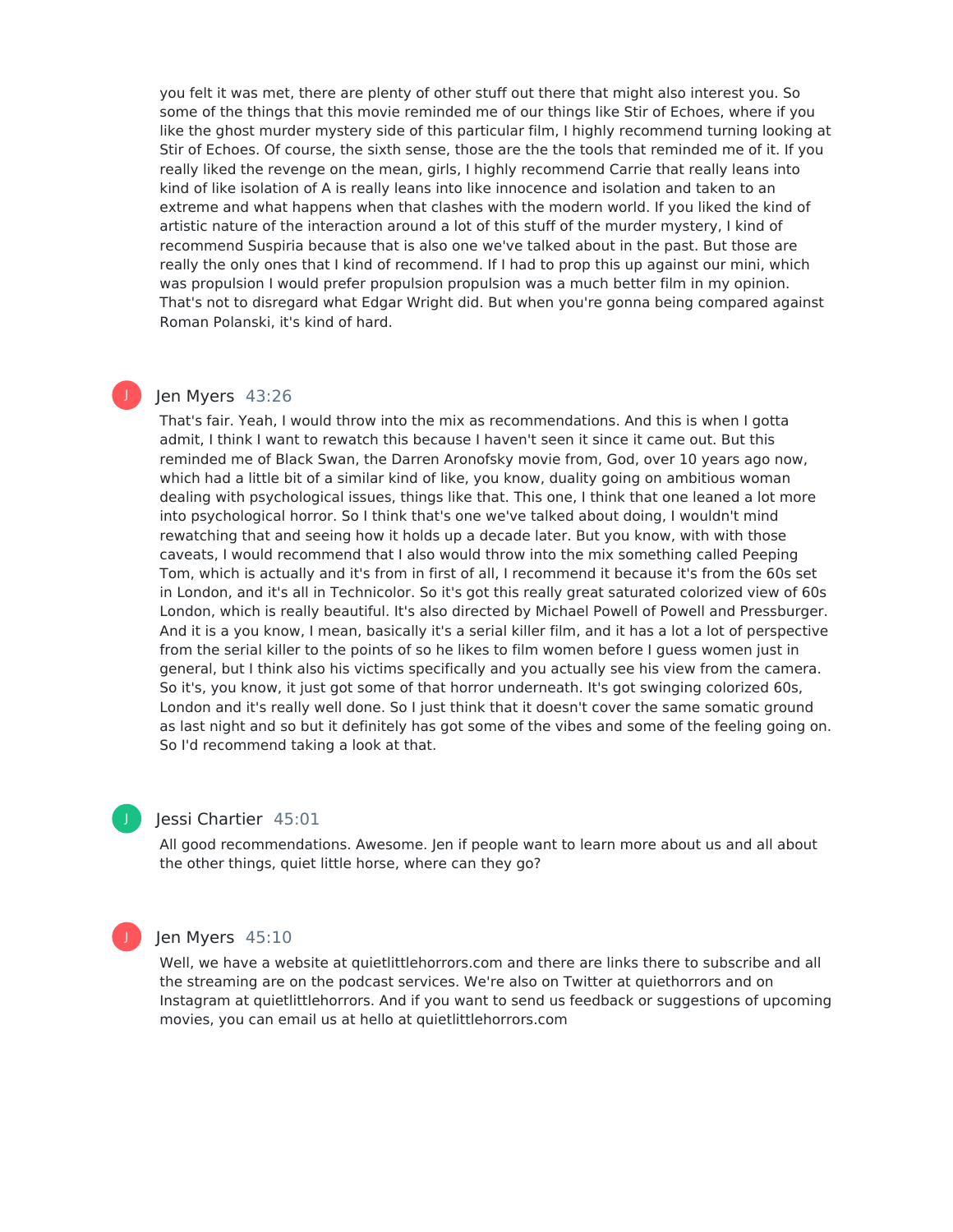you felt it was met, there are plenty of other stuff out there that might also interest you. So some of the things that this movie reminded me of our things like Stir of Echoes, where if you like the ghost murder mystery side of this particular film, I highly recommend turning looking at Stir of Echoes. Of course, the sixth sense, those are the the tools that reminded me of it. If you really liked the revenge on the mean, girls, I highly recommend Carrie that really leans into kind of like isolation of A is really leans into like innocence and isolation and taken to an extreme and what happens when that clashes with the modern world. If you liked the kind of artistic nature of the interaction around a lot of this stuff of the murder mystery, I kind of recommend Suspiria because that is also one we've talked about in the past. But those are really the only ones that I kind of recommend. If I had to prop this up against our mini, which was propulsion I would prefer propulsion propulsion was a much better film in my opinion. That's not to disregard what Edgar Wright did. But when you're gonna being compared against Roman Polanski, it's kind of hard.

J Jen Myers 43:26

That's fair. Yeah, I would throw into the mix as recommendations. And this is when I gotta admit, I think I want to rewatch this because I haven't seen it since it came out. But this reminded me of Black Swan, the Darren Aronofsky movie from, God, over 10 years ago now, which had a little bit of a similar kind of like, you know, duality going on ambitious woman dealing with psychological issues, things like that. This one, I think that one leaned a lot more into psychological horror. So I think that's one we've talked about doing, I wouldn't mind rewatching that and seeing how it holds up a decade later. But you know, with with those caveats, I would recommend that I also would throw into the mix something called Peeping Tom, which is actually and it's from in first of all, I recommend it because it's from the 60s set in London, and it's all in Technicolor. So it's got this really great saturated colorized view of 60s London, which is really beautiful. It's also directed by Michael Powell of Powell and Pressburger. And it is a you know, I mean, basically it's a serial killer film, and it has a lot a lot of perspective from the serial killer to the points of so he likes to film women before I guess women just in general, but I think also his victims specifically and you actually see his view from the camera. So it's, you know, it just got some of that horror underneath. It's got swinging colorized 60s, London and it's really well done. So I just think that it doesn't cover the same somatic ground as last night and so but it definitely has got some of the vibes and some of the feeling going on. So I'd recommend taking a look at that.

J Jessi Chartier 45:01

All good recommendations. Awesome. Jen if people want to learn more about us and all about the other things, quiet little horse, where can they go?

J Jen Myers 45:10

Well, we have a website at quietlittlehorrors.com and there are links there to subscribe and all the streaming are on the podcast services. We're also on Twitter at quiethorrors and on Instagram at quietlittlehorrors. And if you want to send us feedback or suggestions of upcoming movies, you can email us at hello at quietlittlehorrors.com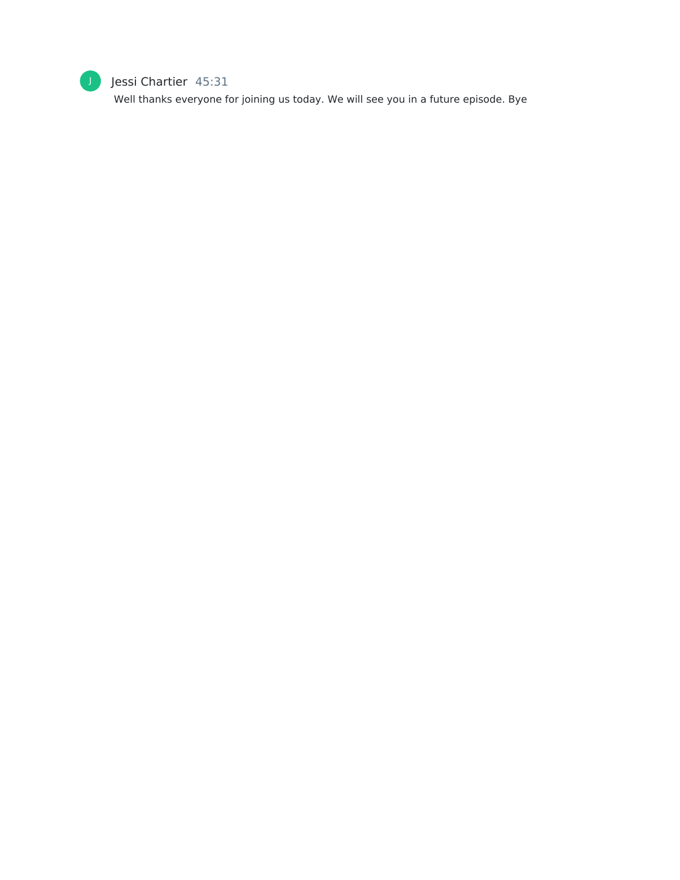J Jessi Chartier 45:31

Well thanks everyone for joining us today. We will see you in a future episode. Bye